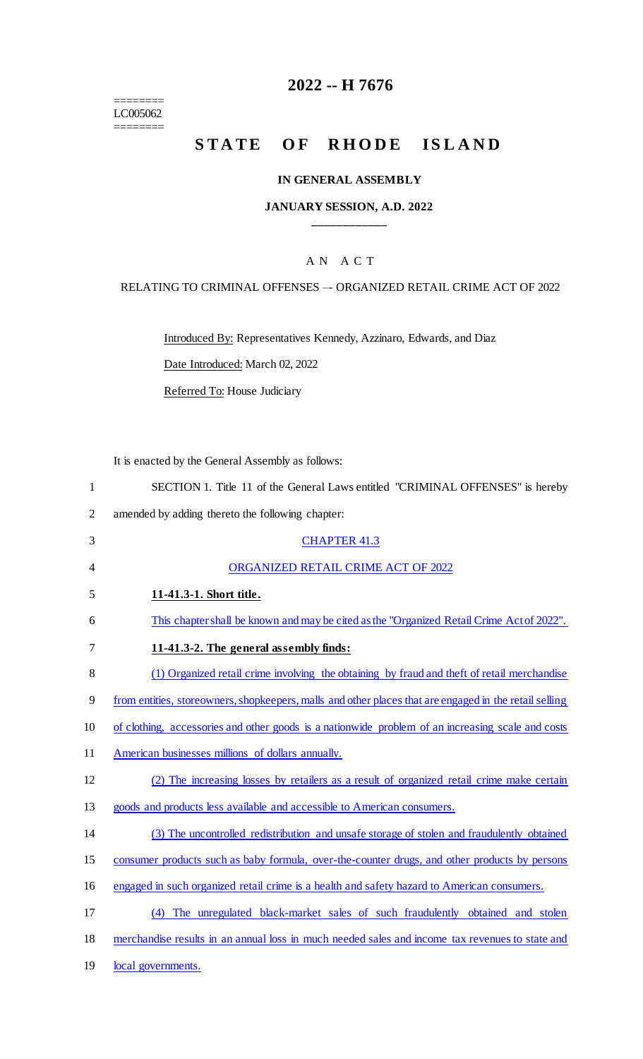========
LC005062
========

# 2022 -- H 7676

## STATE OF RHODE ISLAND

### IN GENERAL ASSEMBLY

### JANUARY SESSION, A.D. 2022

---

A N A C T

RELATING TO CRIMINAL OFFENSES –- ORGANIZED RETAIL CRIME ACT OF 2022

Introduced By: Representatives Kennedy, Azzinaro, Edwards, and Diaz

Date Introduced: March 02, 2022

Referred To: House Judiciary

It is enacted by the General Assembly as follows:

1 SECTION 1. Title 11 of the General Laws entitled "CRIMINAL OFFENSES" is hereby
2 amended by adding thereto the following chapter:

3 CHAPTER 41.3

4 ORGANIZED RETAIL CRIME ACT OF 2022

5 **11-41.3-1. Short title.**

6 This chapter shall be known and may be cited as the "Organized Retail Crime Act of 2022".

7 **11-41.3-2. The general assembly finds:**

8 (1) Organized retail crime involving the obtaining by fraud and theft of retail merchandise
9 from entities, storeowners, shopkeepers, malls and other places that are engaged in the retail selling
10 of clothing, accessories and other goods is a nationwide problem of an increasing scale and costs
11 American businesses millions of dollars annually.

12 (2) The increasing losses by retailers as a result of organized retail crime make certain
13 goods and products less available and accessible to American consumers.

14 (3) The uncontrolled redistribution and unsafe storage of stolen and fraudulently obtained
15 consumer products such as baby formula, over-the-counter drugs, and other products by persons
16 engaged in such organized retail crime is a health and safety hazard to American consumers.

17 (4) The unregulated black-market sales of such fraudulently obtained and stolen
18 merchandise results in an annual loss in much needed sales and income tax revenues to state and
19 local governments.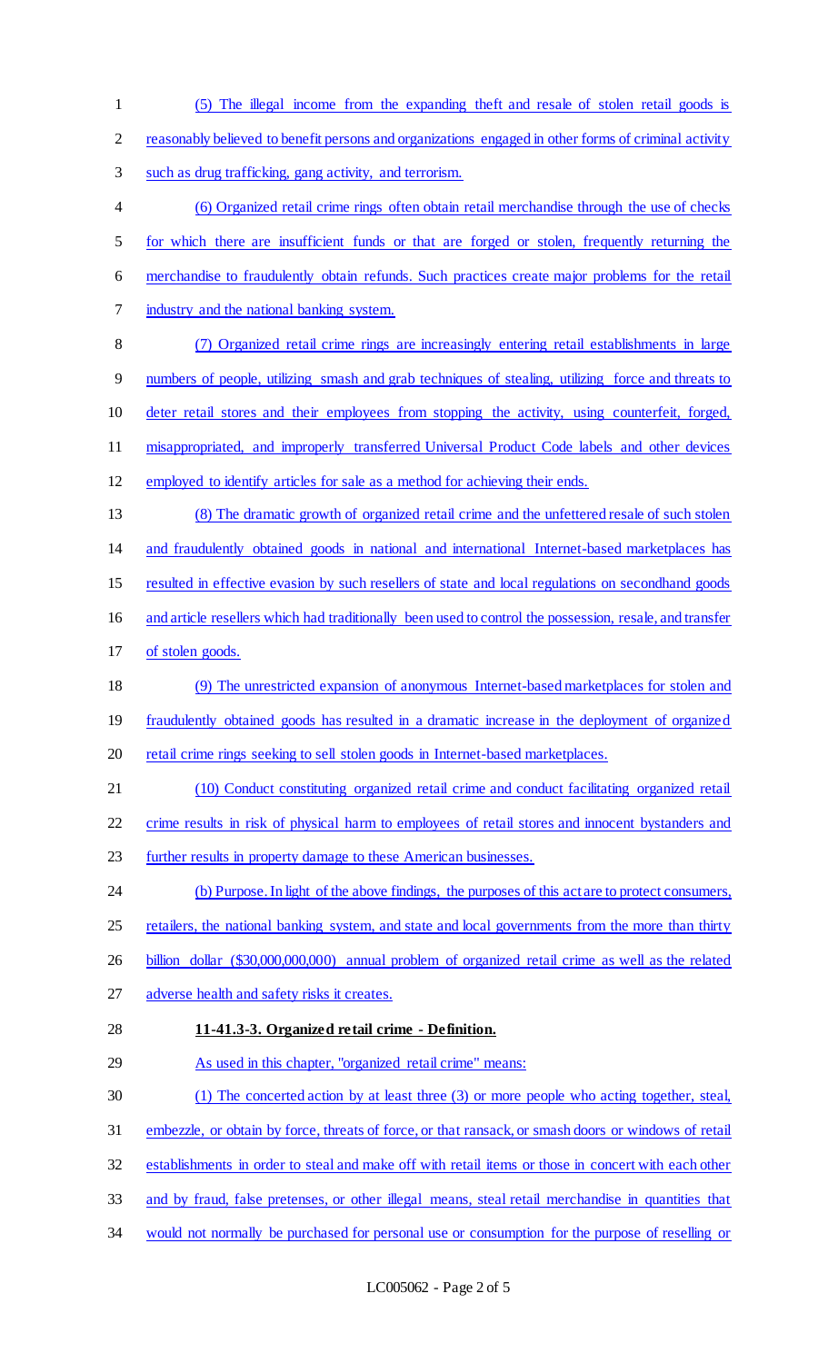(5) The illegal income from the expanding theft and resale of stolen retail goods is reasonably believed to benefit persons and organizations engaged in other forms of criminal activity such as drug trafficking, gang activity, and terrorism.

(6) Organized retail crime rings often obtain retail merchandise through the use of checks for which there are insufficient funds or that are forged or stolen, frequently returning the merchandise to fraudulently obtain refunds. Such practices create major problems for the retail industry and the national banking system.

(7) Organized retail crime rings are increasingly entering retail establishments in large numbers of people, utilizing smash and grab techniques of stealing, utilizing force and threats to deter retail stores and their employees from stopping the activity, using counterfeit, forged, misappropriated, and improperly transferred Universal Product Code labels and other devices employed to identify articles for sale as a method for achieving their ends.

(8) The dramatic growth of organized retail crime and the unfettered resale of such stolen and fraudulently obtained goods in national and international Internet-based marketplaces has resulted in effective evasion by such resellers of state and local regulations on secondhand goods and article resellers which had traditionally been used to control the possession, resale, and transfer of stolen goods.

(9) The unrestricted expansion of anonymous Internet-based marketplaces for stolen and fraudulently obtained goods has resulted in a dramatic increase in the deployment of organized retail crime rings seeking to sell stolen goods in Internet-based marketplaces.

(10) Conduct constituting organized retail crime and conduct facilitating organized retail crime results in risk of physical harm to employees of retail stores and innocent bystanders and further results in property damage to these American businesses.

(b) Purpose. In light of the above findings, the purposes of this act are to protect consumers, retailers, the national banking system, and state and local governments from the more than thirty billion dollar ($30,000,000,000) annual problem of organized retail crime as well as the related adverse health and safety risks it creates.

**11-41.3-3. Organized retail crime - Definition.**

As used in this chapter, "organized retail crime" means:

(1) The concerted action by at least three (3) or more people who acting together, steal, embezzle, or obtain by force, threats of force, or that ransack, or smash doors or windows of retail establishments in order to steal and make off with retail items or those in concert with each other and by fraud, false pretenses, or other illegal means, steal retail merchandise in quantities that would not normally be purchased for personal use or consumption for the purpose of reselling or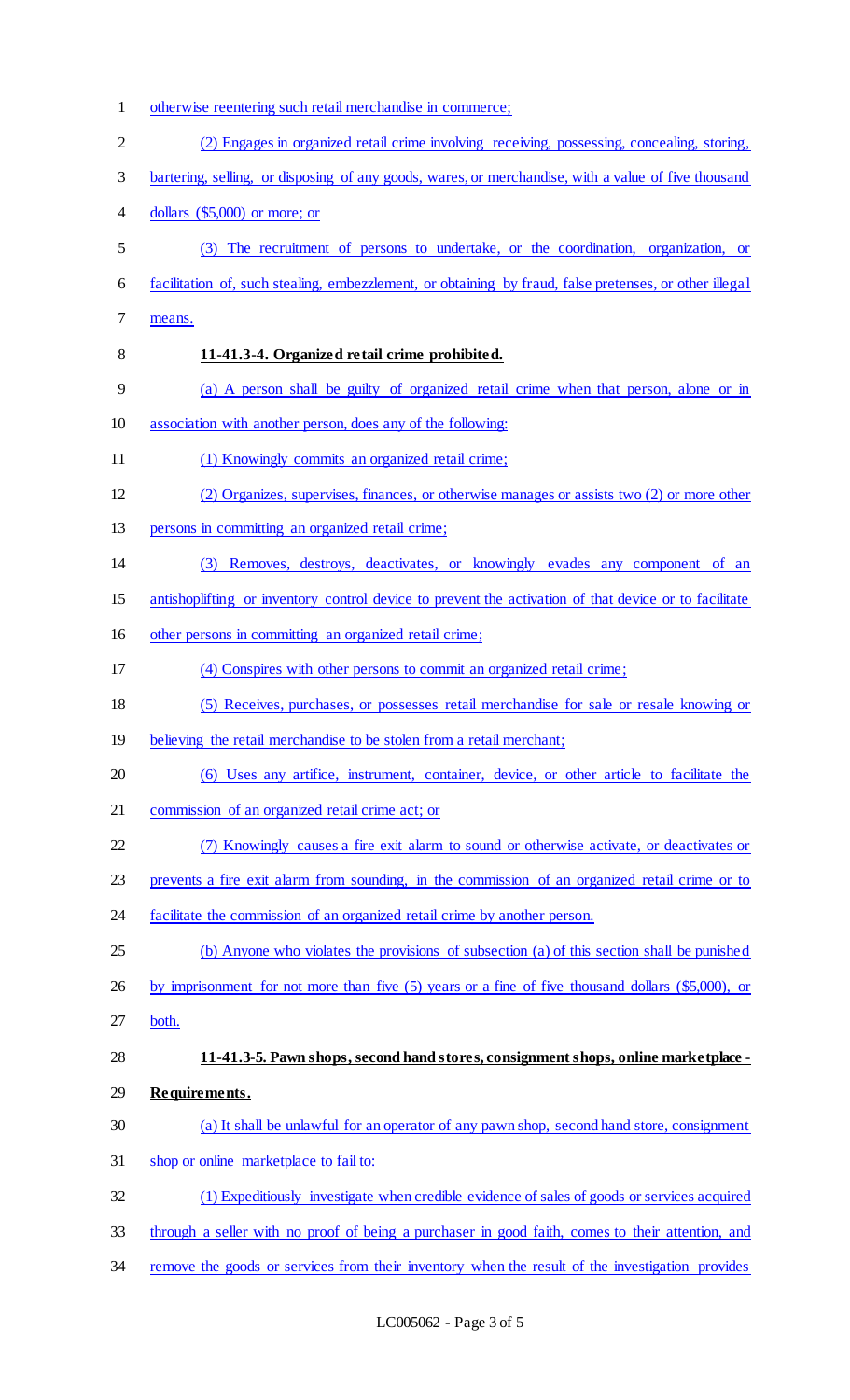otherwise reentering such retail merchandise in commerce;

(2) Engages in organized retail crime involving receiving, possessing, concealing, storing, bartering, selling, or disposing of any goods, wares, or merchandise, with a value of five thousand dollars ($5,000) or more; or

(3) The recruitment of persons to undertake, or the coordination, organization, or facilitation of, such stealing, embezzlement, or obtaining by fraud, false pretenses, or other illegal means.

**11-41.3-4. Organized retail crime prohibited.**

(a) A person shall be guilty of organized retail crime when that person, alone or in association with another person, does any of the following:

(1) Knowingly commits an organized retail crime;

(2) Organizes, supervises, finances, or otherwise manages or assists two (2) or more other persons in committing an organized retail crime;

(3) Removes, destroys, deactivates, or knowingly evades any component of an antishoplifting or inventory control device to prevent the activation of that device or to facilitate other persons in committing an organized retail crime;

(4) Conspires with other persons to commit an organized retail crime;

(5) Receives, purchases, or possesses retail merchandise for sale or resale knowing or believing the retail merchandise to be stolen from a retail merchant;

(6) Uses any artifice, instrument, container, device, or other article to facilitate the commission of an organized retail crime act; or

(7) Knowingly causes a fire exit alarm to sound or otherwise activate, or deactivates or prevents a fire exit alarm from sounding, in the commission of an organized retail crime or to facilitate the commission of an organized retail crime by another person.

(b) Anyone who violates the provisions of subsection (a) of this section shall be punished by imprisonment for not more than five (5) years or a fine of five thousand dollars ($5,000), or both.

**11-41.3-5. Pawn shops, second hand stores, consignment shops, online marketplace - Requirements.**

(a) It shall be unlawful for an operator of any pawn shop, second hand store, consignment shop or online marketplace to fail to:

(1) Expeditiously investigate when credible evidence of sales of goods or services acquired through a seller with no proof of being a purchaser in good faith, comes to their attention, and remove the goods or services from their inventory when the result of the investigation provides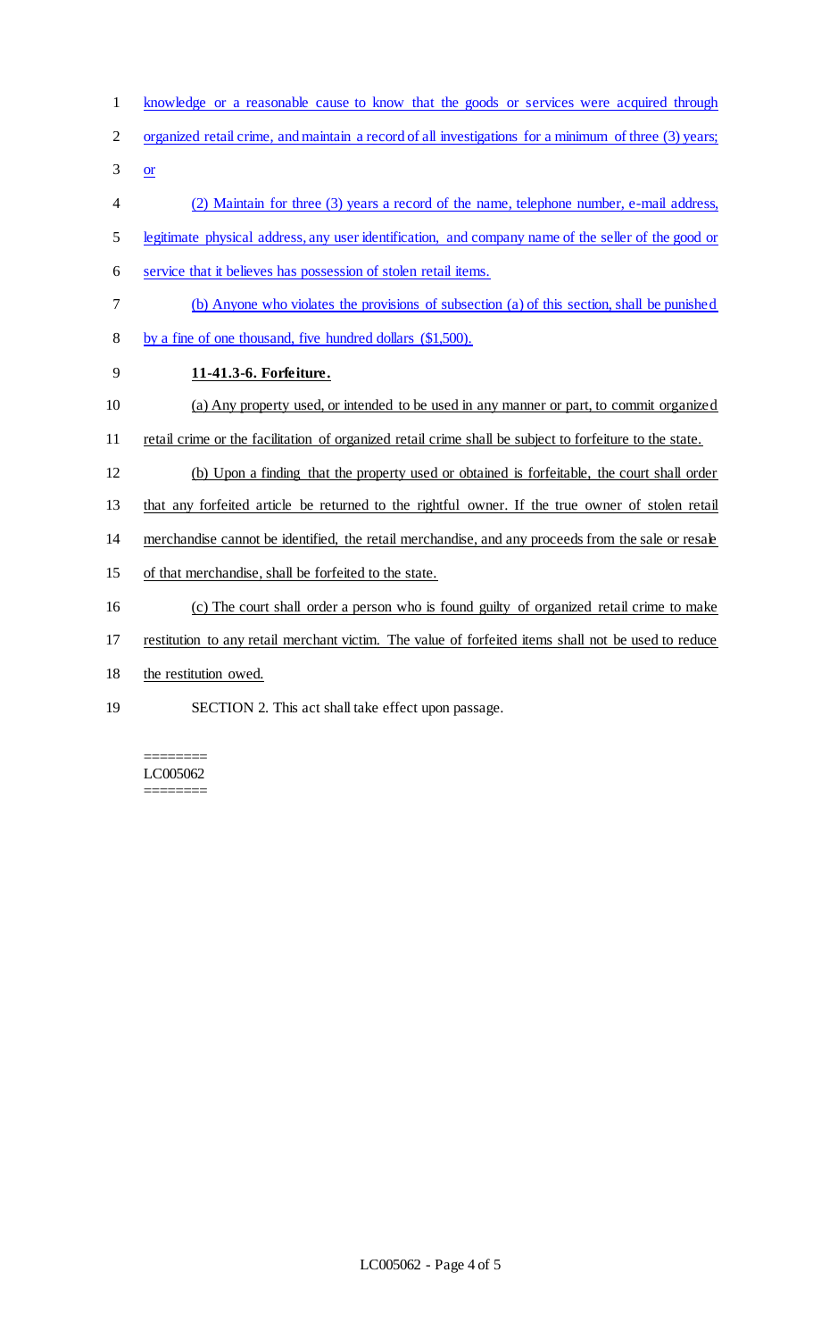knowledge or a reasonable cause to know that the goods or services were acquired through organized retail crime, and maintain a record of all investigations for a minimum of three (3) years; or

(2) Maintain for three (3) years a record of the name, telephone number, e-mail address, legitimate physical address, any user identification, and company name of the seller of the good or service that it believes has possession of stolen retail items.

(b) Anyone who violates the provisions of subsection (a) of this section, shall be punished by a fine of one thousand, five hundred dollars ($1,500).

**11-41.3-6. Forfeiture.**

(a) Any property used, or intended to be used in any manner or part, to commit organized retail crime or the facilitation of organized retail crime shall be subject to forfeiture to the state.

(b) Upon a finding that the property used or obtained is forfeitable, the court shall order that any forfeited article be returned to the rightful owner. If the true owner of stolen retail merchandise cannot be identified, the retail merchandise, and any proceeds from the sale or resale of that merchandise, shall be forfeited to the state.

(c) The court shall order a person who is found guilty of organized retail crime to make restitution to any retail merchant victim. The value of forfeited items shall not be used to reduce the restitution owed.

SECTION 2. This act shall take effect upon passage.

========
LC005062
========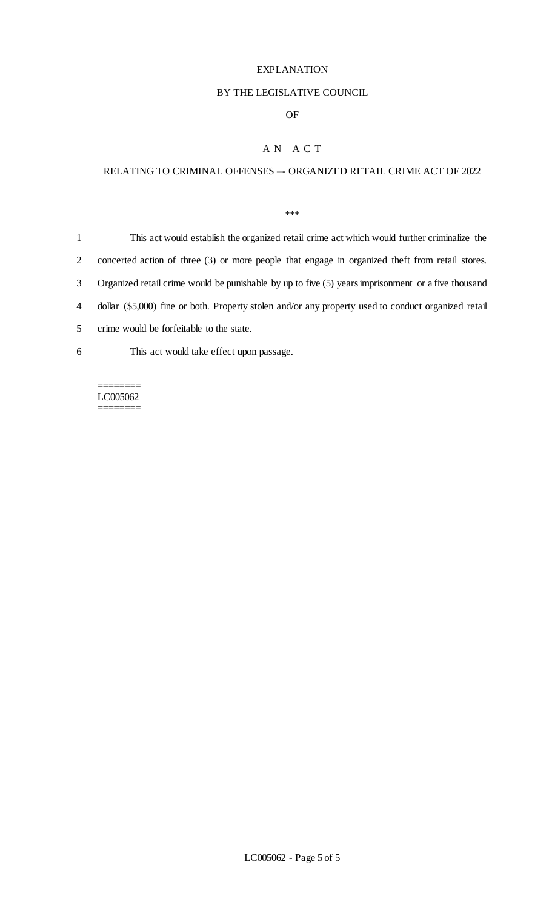EXPLANATION

BY THE LEGISLATIVE COUNCIL

OF

A N A C T

RELATING TO CRIMINAL OFFENSES –- ORGANIZED RETAIL CRIME ACT OF 2022

\*\*\*

1 This act would establish the organized retail crime act which would further criminalize the
2 concerted action of three (3) or more people that engage in organized theft from retail stores.
3 Organized retail crime would be punishable by up to five (5) years imprisonment or a five thousand
4 dollar ($5,000) fine or both. Property stolen and/or any property used to conduct organized retail
5 crime would be forfeitable to the state.
6 This act would take effect upon passage.

========
LC005062
========